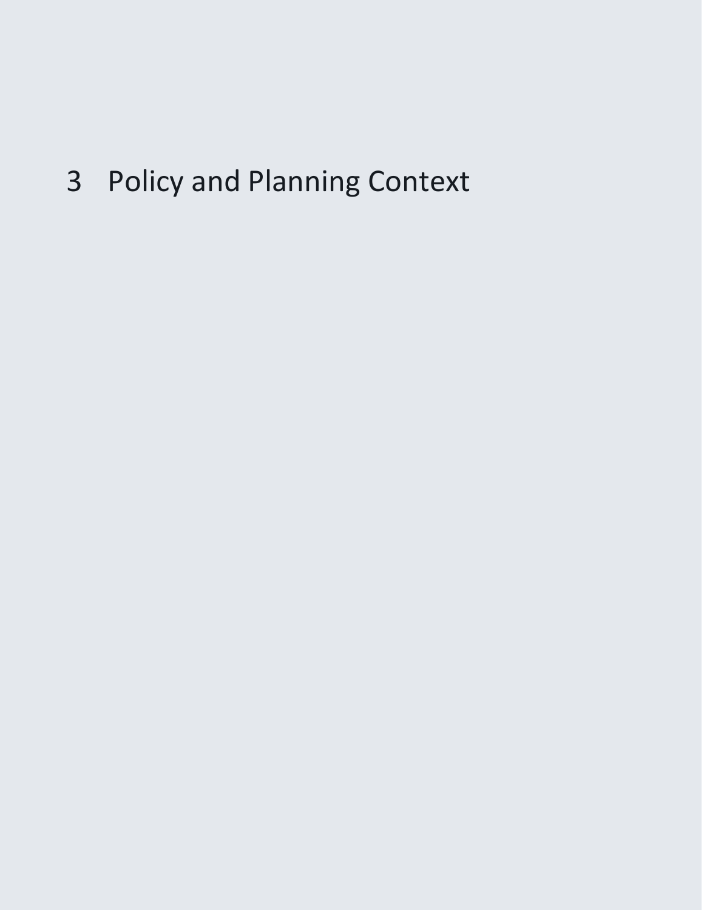# 3 Policy and Planning Context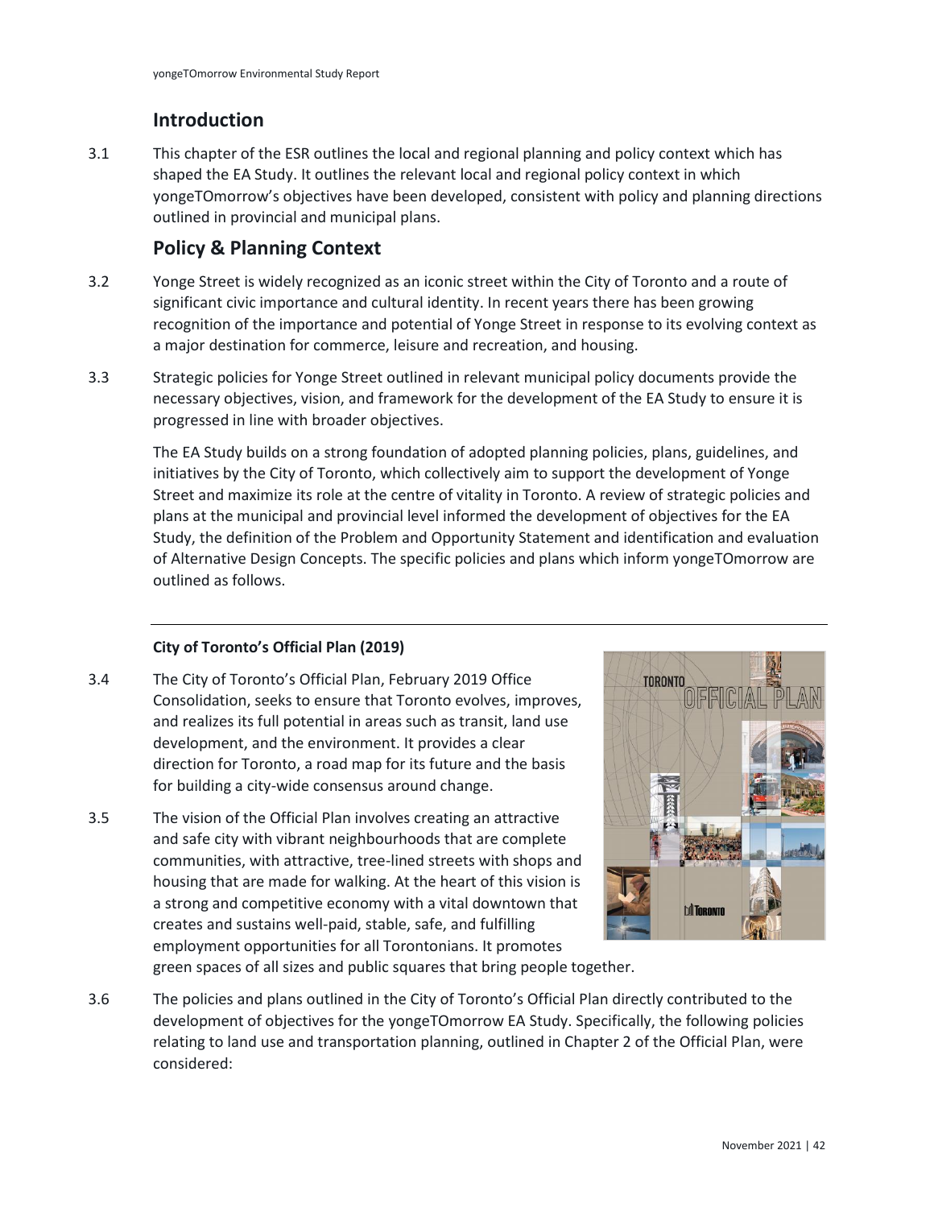## Introduction

3.1 This chapter of the ESR outlines the local and regional planning and policy context which has shaped the EA Study. It outlines the relevant local and regional policy context in which yongeTOmorrow's objectives have been developed, consistent with policy and planning directions outlined in provincial and municipal plans.

## Policy & Planning Context

3.2 Yonge Street is widely recognized as an iconic street within the City of Toronto and a route of significant civic importance and cultural identity. In recent years there has been growing recognition of the importance and potential of Yonge Street in response to its evolving context as a major destination for commerce, leisure and recreation, and housing.

3.3 Strategic policies for Yonge Street outlined in relevant municipal policy documents provide the necessary objectives, vision, and framework for the development of the EA Study to ensure it is progressed in line with broader objectives.

The EA Study builds on a strong foundation of adopted planning policies, plans, guidelines, and initiatives by the City of Toronto, which collectively aim to support the development of Yonge Street and maximize its role at the centre of vitality in Toronto. A review of strategic policies and plans at the municipal and provincial level informed the development of objectives for the EA Study, the definition of the Problem and Opportunity Statement and identification and evaluation of Alternative Design Concepts. The specific policies and plans which inform yongeTOmorrow are outlined as follows.

---

**City of Toronto's Official Plan (2019)**

3.4 The City of Toronto's Official Plan, February 2019 Office Consolidation, seeks to ensure that Toronto evolves, improves, and realizes its full potential in areas such as transit, land use development, and the environment. It provides a clear direction for Toronto, a road map for its future and the basis for building a city-wide consensus around change.

3.5 The vision of the Official Plan involves creating an attractive and safe city with vibrant neighbourhoods that are complete communities, with attractive, tree-lined streets with shops and housing that are made for walking. At the heart of this vision is a strong and competitive economy with a vital downtown that creates and sustains well-paid, stable, safe, and fulfilling employment opportunities for all Torontonians. It promotes green spaces of all sizes and public squares that bring people together.

3.6 The policies and plans outlined in the City of Toronto's Official Plan directly contributed to the development of objectives for the yongeTOmorrow EA Study. Specifically, the following policies relating to land use and transportation planning, outlined in Chapter 2 of the Official Plan, were considered: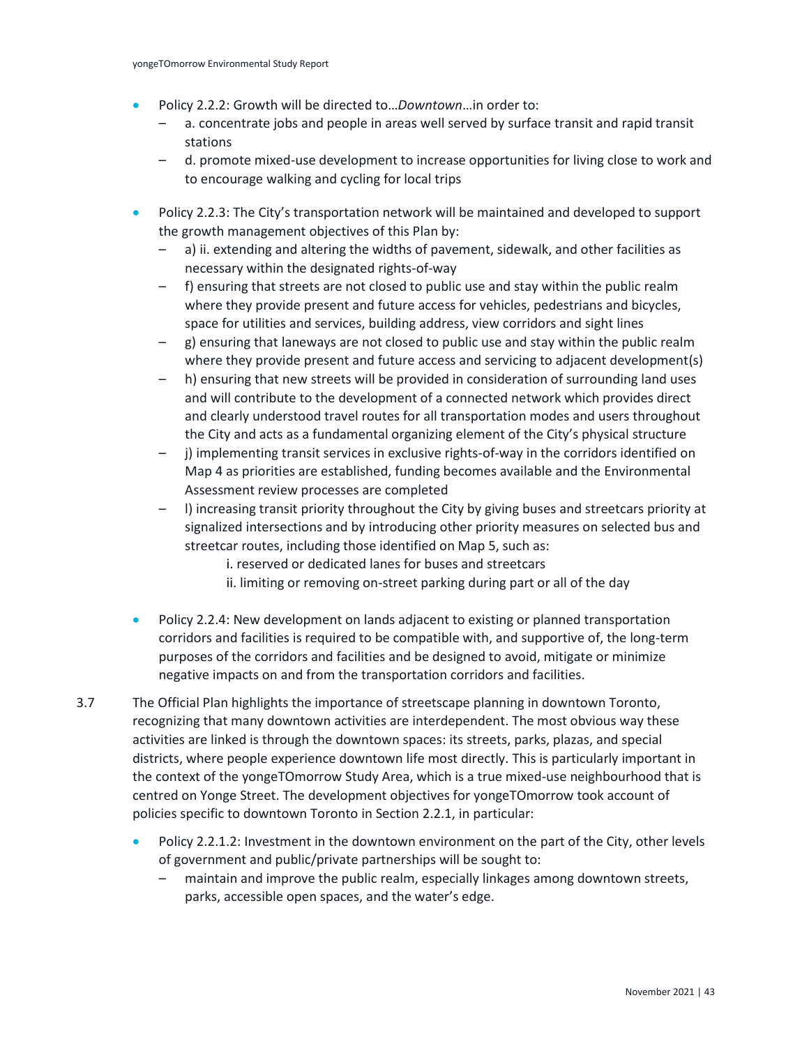- Policy 2.2.2: Growth will be directed to…*Downtown*…in order to:
  - a. concentrate jobs and people in areas well served by surface transit and rapid transit stations
  - d. promote mixed-use development to increase opportunities for living close to work and to encourage walking and cycling for local trips
- Policy 2.2.3: The City's transportation network will be maintained and developed to support the growth management objectives of this Plan by:
  - a) ii. extending and altering the widths of pavement, sidewalk, and other facilities as necessary within the designated rights-of-way
  - f) ensuring that streets are not closed to public use and stay within the public realm where they provide present and future access for vehicles, pedestrians and bicycles, space for utilities and services, building address, view corridors and sight lines
  - g) ensuring that laneways are not closed to public use and stay within the public realm where they provide present and future access and servicing to adjacent development(s)
  - h) ensuring that new streets will be provided in consideration of surrounding land uses and will contribute to the development of a connected network which provides direct and clearly understood travel routes for all transportation modes and users throughout the City and acts as a fundamental organizing element of the City's physical structure
  - j) implementing transit services in exclusive rights-of-way in the corridors identified on Map 4 as priorities are established, funding becomes available and the Environmental Assessment review processes are completed
  - l) increasing transit priority throughout the City by giving buses and streetcars priority at signalized intersections and by introducing other priority measures on selected bus and streetcar routes, including those identified on Map 5, such as:
    - i. reserved or dedicated lanes for buses and streetcars
    - ii. limiting or removing on-street parking during part or all of the day
- Policy 2.2.4: New development on lands adjacent to existing or planned transportation corridors and facilities is required to be compatible with, and supportive of, the long-term purposes of the corridors and facilities and be designed to avoid, mitigate or minimize negative impacts on and from the transportation corridors and facilities.

3.7 The Official Plan highlights the importance of streetscape planning in downtown Toronto, recognizing that many downtown activities are interdependent. The most obvious way these activities are linked is through the downtown spaces: its streets, parks, plazas, and special districts, where people experience downtown life most directly. This is particularly important in the context of the yongeTOmorrow Study Area, which is a true mixed-use neighbourhood that is centred on Yonge Street. The development objectives for yongeTOmorrow took account of policies specific to downtown Toronto in Section 2.2.1, in particular:

- Policy 2.2.1.2: Investment in the downtown environment on the part of the City, other levels of government and public/private partnerships will be sought to:
  - maintain and improve the public realm, especially linkages among downtown streets, parks, accessible open spaces, and the water's edge.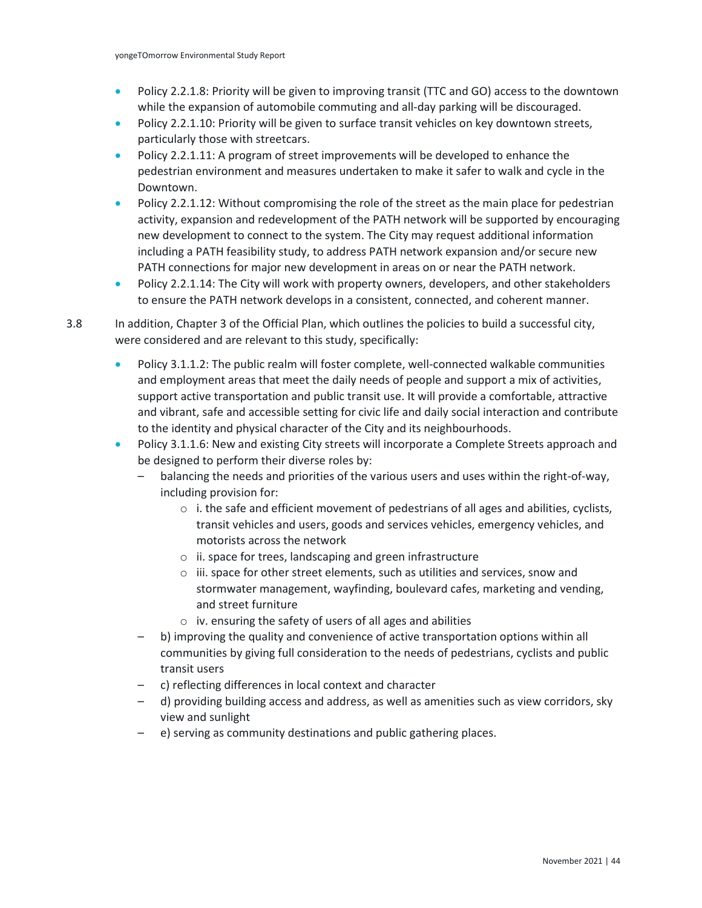- Policy 2.2.1.8: Priority will be given to improving transit (TTC and GO) access to the downtown while the expansion of automobile commuting and all-day parking will be discouraged.
- Policy 2.2.1.10: Priority will be given to surface transit vehicles on key downtown streets, particularly those with streetcars.
- Policy 2.2.1.11: A program of street improvements will be developed to enhance the pedestrian environment and measures undertaken to make it safer to walk and cycle in the Downtown.
- Policy 2.2.1.12: Without compromising the role of the street as the main place for pedestrian activity, expansion and redevelopment of the PATH network will be supported by encouraging new development to connect to the system. The City may request additional information including a PATH feasibility study, to address PATH network expansion and/or secure new PATH connections for major new development in areas on or near the PATH network.
- Policy 2.2.1.14: The City will work with property owners, developers, and other stakeholders to ensure the PATH network develops in a consistent, connected, and coherent manner.

3.8 In addition, Chapter 3 of the Official Plan, which outlines the policies to build a successful city, were considered and are relevant to this study, specifically:

- Policy 3.1.1.2: The public realm will foster complete, well-connected walkable communities and employment areas that meet the daily needs of people and support a mix of activities, support active transportation and public transit use. It will provide a comfortable, attractive and vibrant, safe and accessible setting for civic life and daily social interaction and contribute to the identity and physical character of the City and its neighbourhoods.
- Policy 3.1.1.6: New and existing City streets will incorporate a Complete Streets approach and be designed to perform their diverse roles by:
  - balancing the needs and priorities of the various users and uses within the right-of-way, including provision for:
    - i. the safe and efficient movement of pedestrians of all ages and abilities, cyclists, transit vehicles and users, goods and services vehicles, emergency vehicles, and motorists across the network
    - ii. space for trees, landscaping and green infrastructure
    - iii. space for other street elements, such as utilities and services, snow and stormwater management, wayfinding, boulevard cafes, marketing and vending, and street furniture
    - iv. ensuring the safety of users of all ages and abilities
  - b) improving the quality and convenience of active transportation options within all communities by giving full consideration to the needs of pedestrians, cyclists and public transit users
  - c) reflecting differences in local context and character
  - d) providing building access and address, as well as amenities such as view corridors, sky view and sunlight
  - e) serving as community destinations and public gathering places.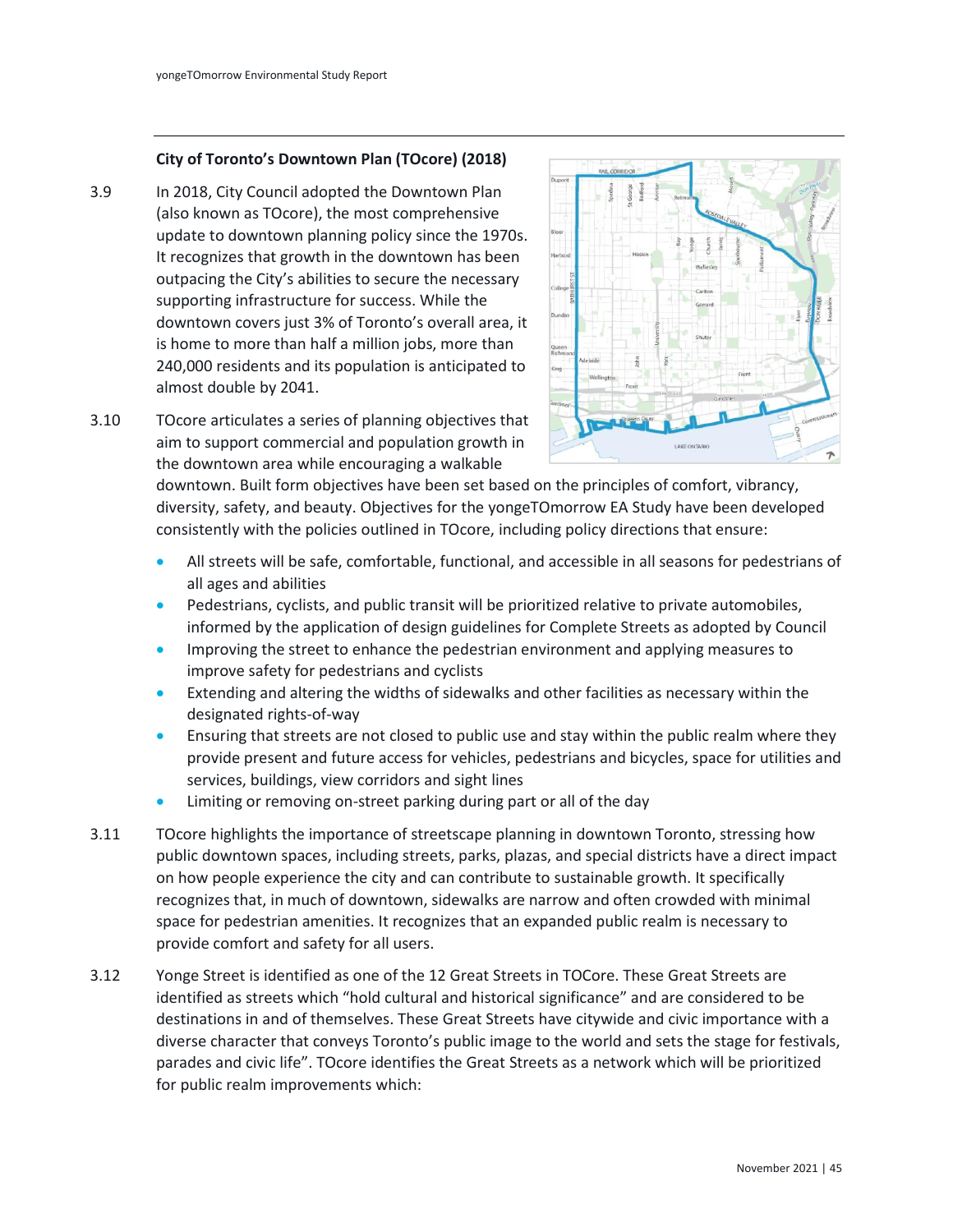### City of Toronto's Downtown Plan (TOcore) (2018)

3.9 In 2018, City Council adopted the Downtown Plan (also known as TOcore), the most comprehensive update to downtown planning policy since the 1970s. It recognizes that growth in the downtown has been outpacing the City's abilities to secure the necessary supporting infrastructure for success. While the downtown covers just 3% of Toronto's overall area, it is home to more than half a million jobs, more than 240,000 residents and its population is anticipated to almost double by 2041.

3.10 TOcore articulates a series of planning objectives that aim to support commercial and population growth in the downtown area while encouraging a walkable downtown. Built form objectives have been set based on the principles of comfort, vibrancy, diversity, safety, and beauty. Objectives for the yongeTOmorrow EA Study have been developed consistently with the policies outlined in TOcore, including policy directions that ensure:

- All streets will be safe, comfortable, functional, and accessible in all seasons for pedestrians of all ages and abilities
- Pedestrians, cyclists, and public transit will be prioritized relative to private automobiles, informed by the application of design guidelines for Complete Streets as adopted by Council
- Improving the street to enhance the pedestrian environment and applying measures to improve safety for pedestrians and cyclists
- Extending and altering the widths of sidewalks and other facilities as necessary within the designated rights-of-way
- Ensuring that streets are not closed to public use and stay within the public realm where they provide present and future access for vehicles, pedestrians and bicycles, space for utilities and services, buildings, view corridors and sight lines
- Limiting or removing on-street parking during part or all of the day

3.11 TOcore highlights the importance of streetscape planning in downtown Toronto, stressing how public downtown spaces, including streets, parks, plazas, and special districts have a direct impact on how people experience the city and can contribute to sustainable growth. It specifically recognizes that, in much of downtown, sidewalks are narrow and often crowded with minimal space for pedestrian amenities. It recognizes that an expanded public realm is necessary to provide comfort and safety for all users.

3.12 Yonge Street is identified as one of the 12 Great Streets in TOCore. These Great Streets are identified as streets which "hold cultural and historical significance" and are considered to be destinations in and of themselves. These Great Streets have citywide and civic importance with a diverse character that conveys Toronto's public image to the world and sets the stage for festivals, parades and civic life". TOcore identifies the Great Streets as a network which will be prioritized for public realm improvements which: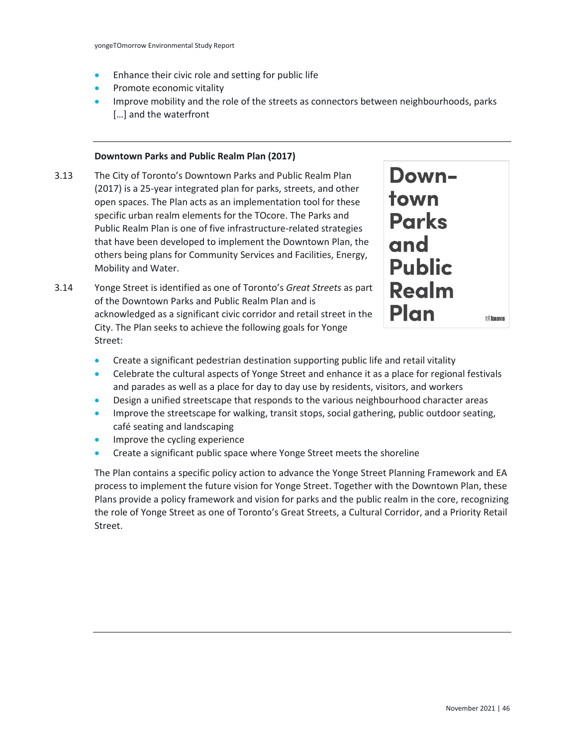- Enhance their civic role and setting for public life
- Promote economic vitality
- Improve mobility and the role of the streets as connectors between neighbourhoods, parks […] and the waterfront

### Downtown Parks and Public Realm Plan (2017)

3.13 The City of Toronto's Downtown Parks and Public Realm Plan (2017) is a 25-year integrated plan for parks, streets, and other open spaces. The Plan acts as an implementation tool for these specific urban realm elements for the TOcore. The Parks and Public Realm Plan is one of five infrastructure-related strategies that have been developed to implement the Downtown Plan, the others being plans for Community Services and Facilities, Energy, Mobility and Water.

Down-town Parks and Public Realm Plan

3.14 Yonge Street is identified as one of Toronto's *Great Streets* as part of the Downtown Parks and Public Realm Plan and is acknowledged as a significant civic corridor and retail street in the City. The Plan seeks to achieve the following goals for Yonge Street:

- Create a significant pedestrian destination supporting public life and retail vitality
- Celebrate the cultural aspects of Yonge Street and enhance it as a place for regional festivals and parades as well as a place for day to day use by residents, visitors, and workers
- Design a unified streetscape that responds to the various neighbourhood character areas
- Improve the streetscape for walking, transit stops, social gathering, public outdoor seating, café seating and landscaping
- Improve the cycling experience
- Create a significant public space where Yonge Street meets the shoreline

The Plan contains a specific policy action to advance the Yonge Street Planning Framework and EA process to implement the future vision for Yonge Street. Together with the Downtown Plan, these Plans provide a policy framework and vision for parks and the public realm in the core, recognizing the role of Yonge Street as one of Toronto's Great Streets, a Cultural Corridor, and a Priority Retail Street.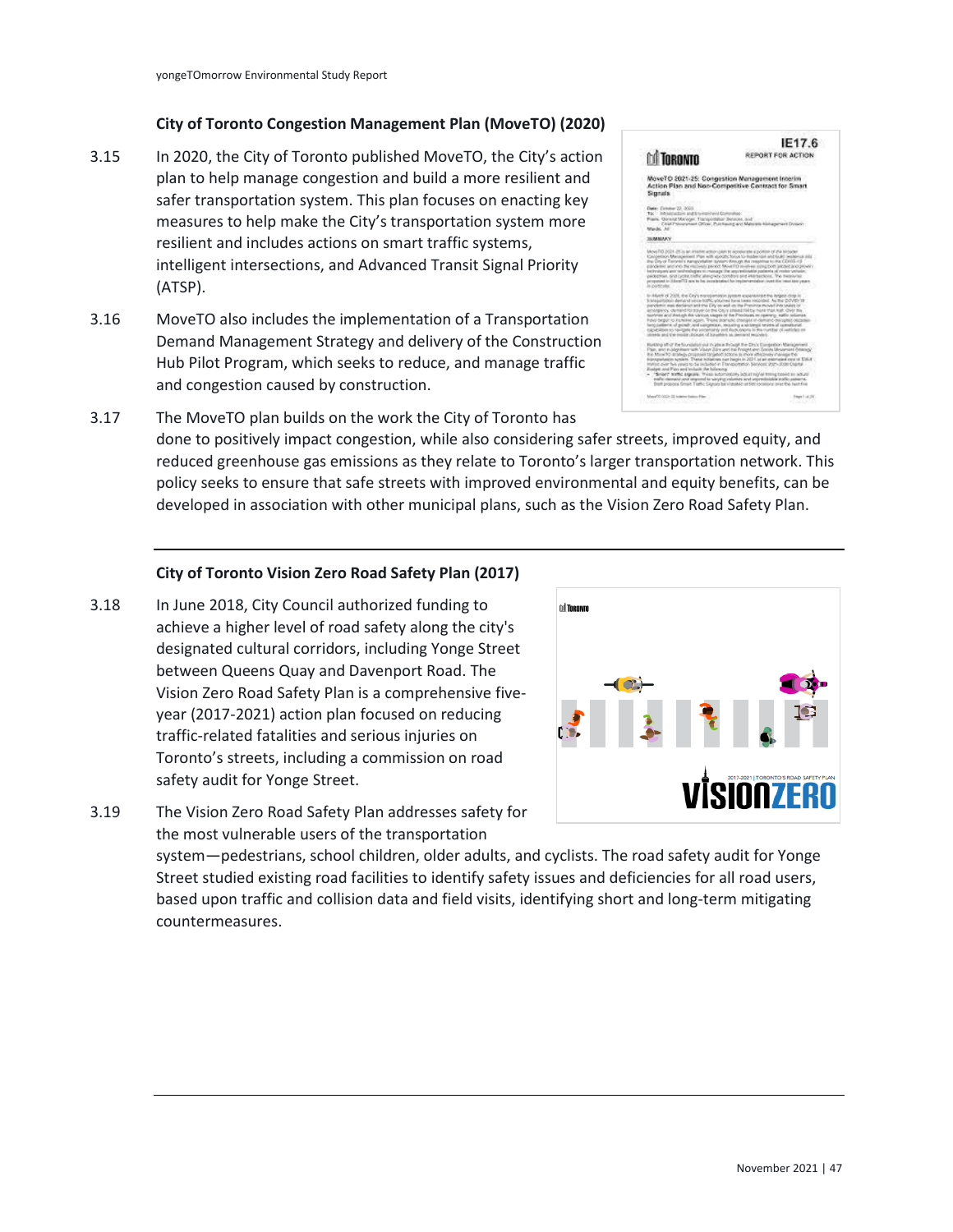### City of Toronto Congestion Management Plan (MoveTO) (2020)

3.15 In 2020, the City of Toronto published MoveTO, the City's action plan to help manage congestion and build a more resilient and safer transportation system. This plan focuses on enacting key measures to help make the City's transportation system more resilient and includes actions on smart traffic systems, intelligent intersections, and Advanced Transit Signal Priority (ATSP).

3.16 MoveTO also includes the implementation of a Transportation Demand Management Strategy and delivery of the Construction Hub Pilot Program, which seeks to reduce, and manage traffic and congestion caused by construction.

3.17 The MoveTO plan builds on the work the City of Toronto has done to positively impact congestion, while also considering safer streets, improved equity, and reduced greenhouse gas emissions as they relate to Toronto's larger transportation network. This policy seeks to ensure that safe streets with improved environmental and equity benefits, can be developed in association with other municipal plans, such as the Vision Zero Road Safety Plan.

### City of Toronto Vision Zero Road Safety Plan (2017)

3.18 In June 2018, City Council authorized funding to achieve a higher level of road safety along the city's designated cultural corridors, including Yonge Street between Queens Quay and Davenport Road. The Vision Zero Road Safety Plan is a comprehensive five-year (2017-2021) action plan focused on reducing traffic-related fatalities and serious injuries on Toronto's streets, including a commission on road safety audit for Yonge Street.

3.19 The Vision Zero Road Safety Plan addresses safety for the most vulnerable users of the transportation system—pedestrians, school children, older adults, and cyclists. The road safety audit for Yonge Street studied existing road facilities to identify safety issues and deficiencies for all road users, based upon traffic and collision data and field visits, identifying short and long-term mitigating countermeasures.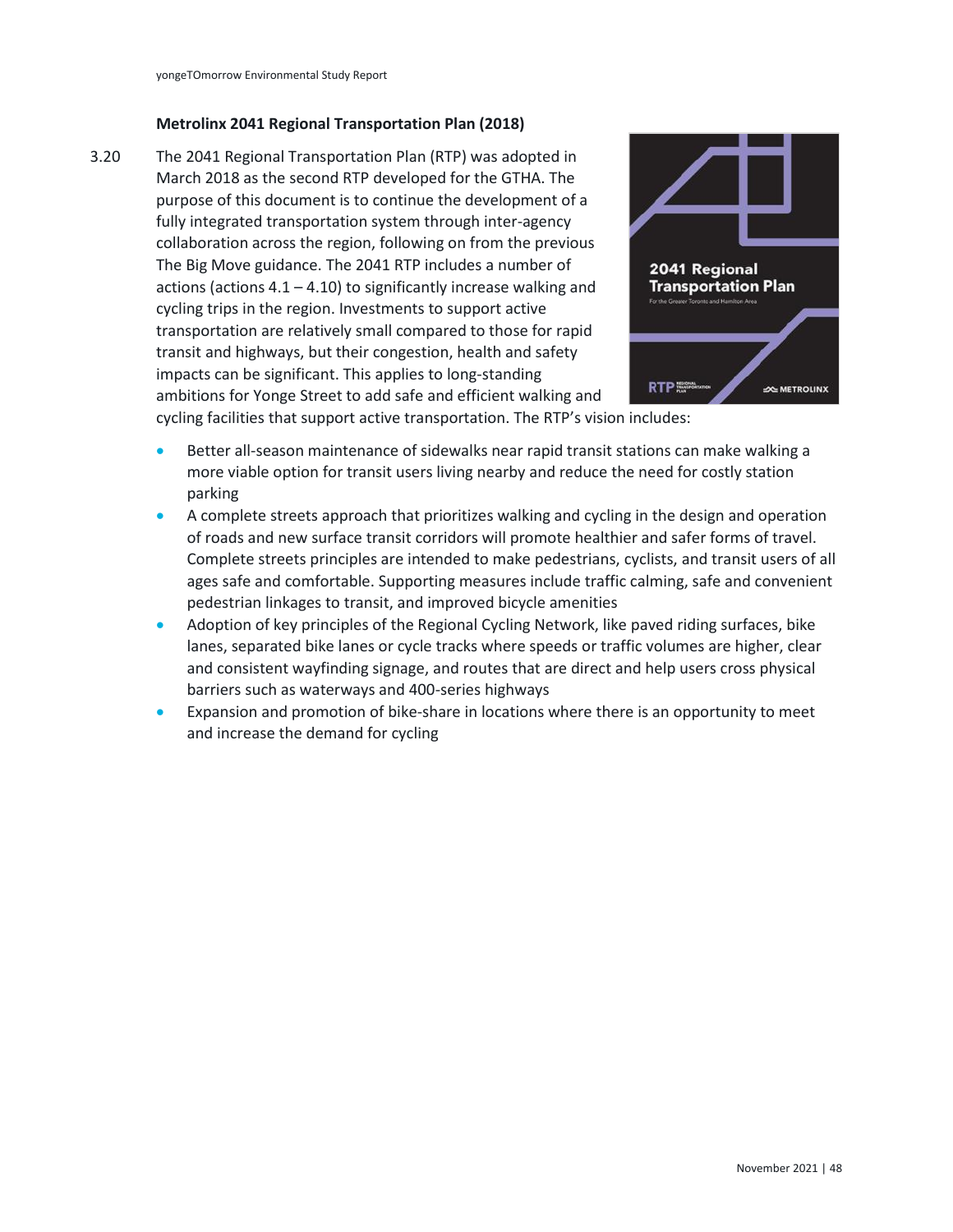### Metrolinx 2041 Regional Transportation Plan (2018)

3.20 The 2041 Regional Transportation Plan (RTP) was adopted in March 2018 as the second RTP developed for the GTHA. The purpose of this document is to continue the development of a fully integrated transportation system through inter-agency collaboration across the region, following on from the previous The Big Move guidance. The 2041 RTP includes a number of actions (actions 4.1 – 4.10) to significantly increase walking and cycling trips in the region. Investments to support active transportation are relatively small compared to those for rapid transit and highways, but their congestion, health and safety impacts can be significant. This applies to long-standing ambitions for Yonge Street to add safe and efficient walking and cycling facilities that support active transportation. The RTP's vision includes:

- Better all-season maintenance of sidewalks near rapid transit stations can make walking a more viable option for transit users living nearby and reduce the need for costly station parking
- A complete streets approach that prioritizes walking and cycling in the design and operation of roads and new surface transit corridors will promote healthier and safer forms of travel. Complete streets principles are intended to make pedestrians, cyclists, and transit users of all ages safe and comfortable. Supporting measures include traffic calming, safe and convenient pedestrian linkages to transit, and improved bicycle amenities
- Adoption of key principles of the Regional Cycling Network, like paved riding surfaces, bike lanes, separated bike lanes or cycle tracks where speeds or traffic volumes are higher, clear and consistent wayfinding signage, and routes that are direct and help users cross physical barriers such as waterways and 400-series highways
- Expansion and promotion of bike-share in locations where there is an opportunity to meet and increase the demand for cycling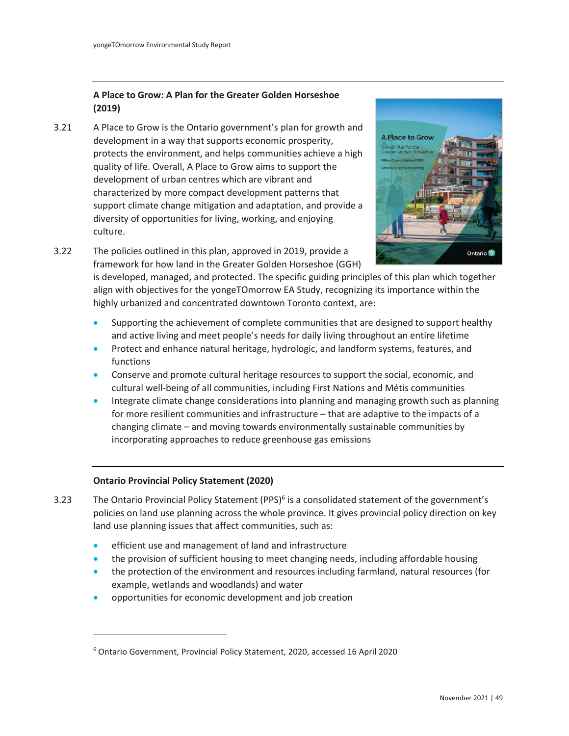### A Place to Grow: A Plan for the Greater Golden Horseshoe (2019)

3.21 A Place to Grow is the Ontario government's plan for growth and development in a way that supports economic prosperity, protects the environment, and helps communities achieve a high quality of life. Overall, A Place to Grow aims to support the development of urban centres which are vibrant and characterized by more compact development patterns that support climate change mitigation and adaptation, and provide a diversity of opportunities for living, working, and enjoying culture.

3.22 The policies outlined in this plan, approved in 2019, provide a framework for how land in the Greater Golden Horseshoe (GGH) is developed, managed, and protected. The specific guiding principles of this plan which together align with objectives for the yongeTOmorrow EA Study, recognizing its importance within the highly urbanized and concentrated downtown Toronto context, are:

- Supporting the achievement of complete communities that are designed to support healthy and active living and meet people's needs for daily living throughout an entire lifetime
- Protect and enhance natural heritage, hydrologic, and landform systems, features, and functions
- Conserve and promote cultural heritage resources to support the social, economic, and cultural well-being of all communities, including First Nations and Métis communities
- Integrate climate change considerations into planning and managing growth such as planning for more resilient communities and infrastructure – that are adaptive to the impacts of a changing climate – and moving towards environmentally sustainable communities by incorporating approaches to reduce greenhouse gas emissions

### Ontario Provincial Policy Statement (2020)

3.23 The Ontario Provincial Policy Statement (PPS)[6] is a consolidated statement of the government's policies on land use planning across the whole province. It gives provincial policy direction on key land use planning issues that affect communities, such as:

- efficient use and management of land and infrastructure
- the provision of sufficient housing to meet changing needs, including affordable housing
- the protection of the environment and resources including farmland, natural resources (for example, wetlands and woodlands) and water
- opportunities for economic development and job creation

[6] Ontario Government, Provincial Policy Statement, 2020, accessed 16 April 2020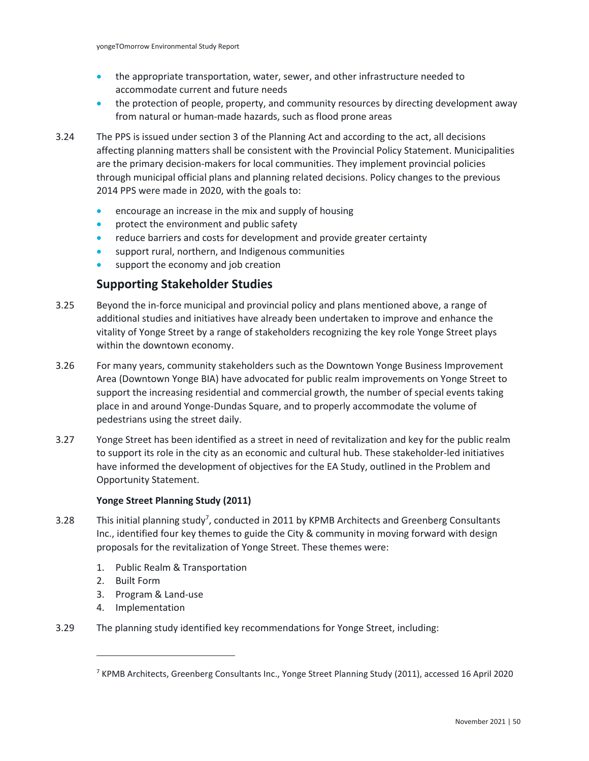- the appropriate transportation, water, sewer, and other infrastructure needed to accommodate current and future needs
- the protection of people, property, and community resources by directing development away from natural or human-made hazards, such as flood prone areas

3.24 The PPS is issued under section 3 of the Planning Act and according to the act, all decisions affecting planning matters shall be consistent with the Provincial Policy Statement. Municipalities are the primary decision-makers for local communities. They implement provincial policies through municipal official plans and planning related decisions. Policy changes to the previous 2014 PPS were made in 2020, with the goals to:

- encourage an increase in the mix and supply of housing
- protect the environment and public safety
- reduce barriers and costs for development and provide greater certainty
- support rural, northern, and Indigenous communities
- support the economy and job creation

## Supporting Stakeholder Studies

3.25 Beyond the in-force municipal and provincial policy and plans mentioned above, a range of additional studies and initiatives have already been undertaken to improve and enhance the vitality of Yonge Street by a range of stakeholders recognizing the key role Yonge Street plays within the downtown economy.

3.26 For many years, community stakeholders such as the Downtown Yonge Business Improvement Area (Downtown Yonge BIA) have advocated for public realm improvements on Yonge Street to support the increasing residential and commercial growth, the number of special events taking place in and around Yonge-Dundas Square, and to properly accommodate the volume of pedestrians using the street daily.

3.27 Yonge Street has been identified as a street in need of revitalization and key for the public realm to support its role in the city as an economic and cultural hub. These stakeholder-led initiatives have informed the development of objectives for the EA Study, outlined in the Problem and Opportunity Statement.

**Yonge Street Planning Study (2011)**

3.28 This initial planning study[7], conducted in 2011 by KPMB Architects and Greenberg Consultants Inc., identified four key themes to guide the City & community in moving forward with design proposals for the revitalization of Yonge Street. These themes were:

1. Public Realm & Transportation
2. Built Form
3. Program & Land-use
4. Implementation

3.29 The planning study identified key recommendations for Yonge Street, including:

[7] KPMB Architects, Greenberg Consultants Inc., Yonge Street Planning Study (2011), accessed 16 April 2020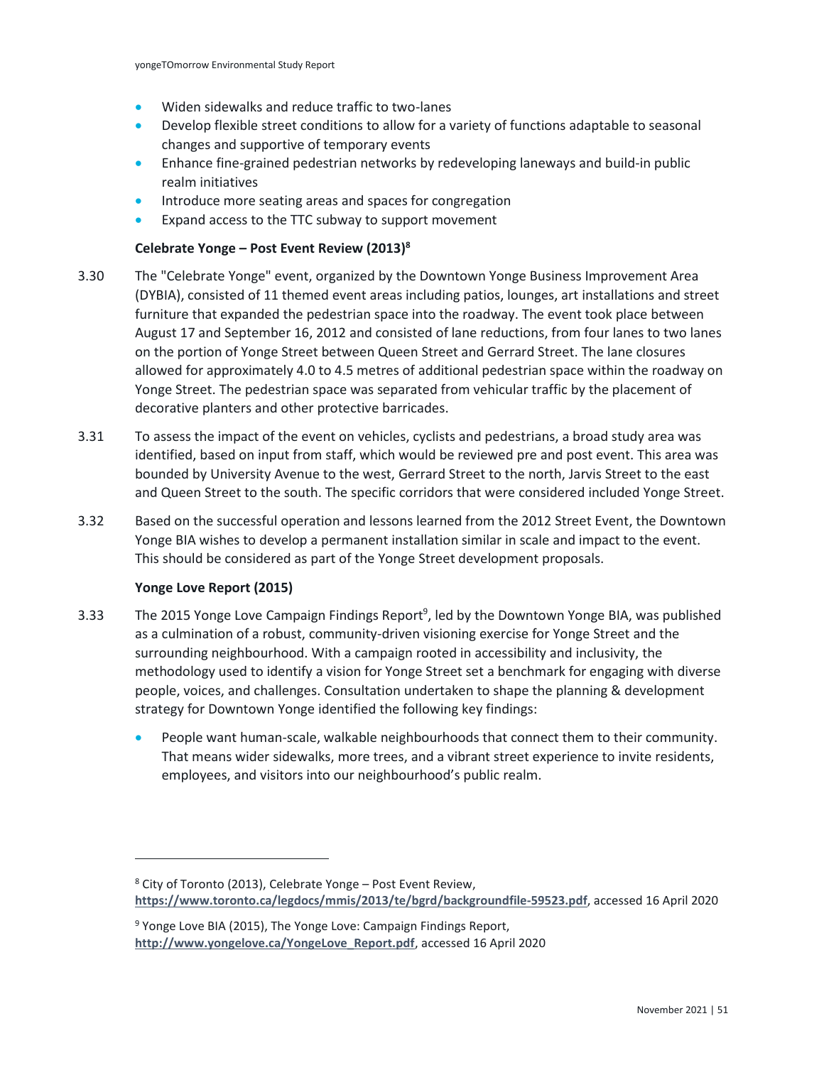- Widen sidewalks and reduce traffic to two-lanes
- Develop flexible street conditions to allow for a variety of functions adaptable to seasonal changes and supportive of temporary events
- Enhance fine-grained pedestrian networks by redeveloping laneways and build-in public realm initiatives
- Introduce more seating areas and spaces for congregation
- Expand access to the TTC subway to support movement

**Celebrate Yonge – Post Event Review (2013)[8]**

3.30 The "Celebrate Yonge" event, organized by the Downtown Yonge Business Improvement Area (DYBIA), consisted of 11 themed event areas including patios, lounges, art installations and street furniture that expanded the pedestrian space into the roadway. The event took place between August 17 and September 16, 2012 and consisted of lane reductions, from four lanes to two lanes on the portion of Yonge Street between Queen Street and Gerrard Street. The lane closures allowed for approximately 4.0 to 4.5 metres of additional pedestrian space within the roadway on Yonge Street. The pedestrian space was separated from vehicular traffic by the placement of decorative planters and other protective barricades.

3.31 To assess the impact of the event on vehicles, cyclists and pedestrians, a broad study area was identified, based on input from staff, which would be reviewed pre and post event. This area was bounded by University Avenue to the west, Gerrard Street to the north, Jarvis Street to the east and Queen Street to the south. The specific corridors that were considered included Yonge Street.

3.32 Based on the successful operation and lessons learned from the 2012 Street Event, the Downtown Yonge BIA wishes to develop a permanent installation similar in scale and impact to the event. This should be considered as part of the Yonge Street development proposals.

**Yonge Love Report (2015)**

3.33 The 2015 Yonge Love Campaign Findings Report[9], led by the Downtown Yonge BIA, was published as a culmination of a robust, community-driven visioning exercise for Yonge Street and the surrounding neighbourhood. With a campaign rooted in accessibility and inclusivity, the methodology used to identify a vision for Yonge Street set a benchmark for engaging with diverse people, voices, and challenges. Consultation undertaken to shape the planning & development strategy for Downtown Yonge identified the following key findings:

- People want human-scale, walkable neighbourhoods that connect them to their community. That means wider sidewalks, more trees, and a vibrant street experience to invite residents, employees, and visitors into our neighbourhood's public realm.

---

[8] City of Toronto (2013), Celebrate Yonge – Post Event Review, **https://www.toronto.ca/legdocs/mmis/2013/te/bgrd/backgroundfile-59523.pdf**, accessed 16 April 2020

[9] Yonge Love BIA (2015), The Yonge Love: Campaign Findings Report, **http://www.yongelove.ca/YongeLove_Report.pdf**, accessed 16 April 2020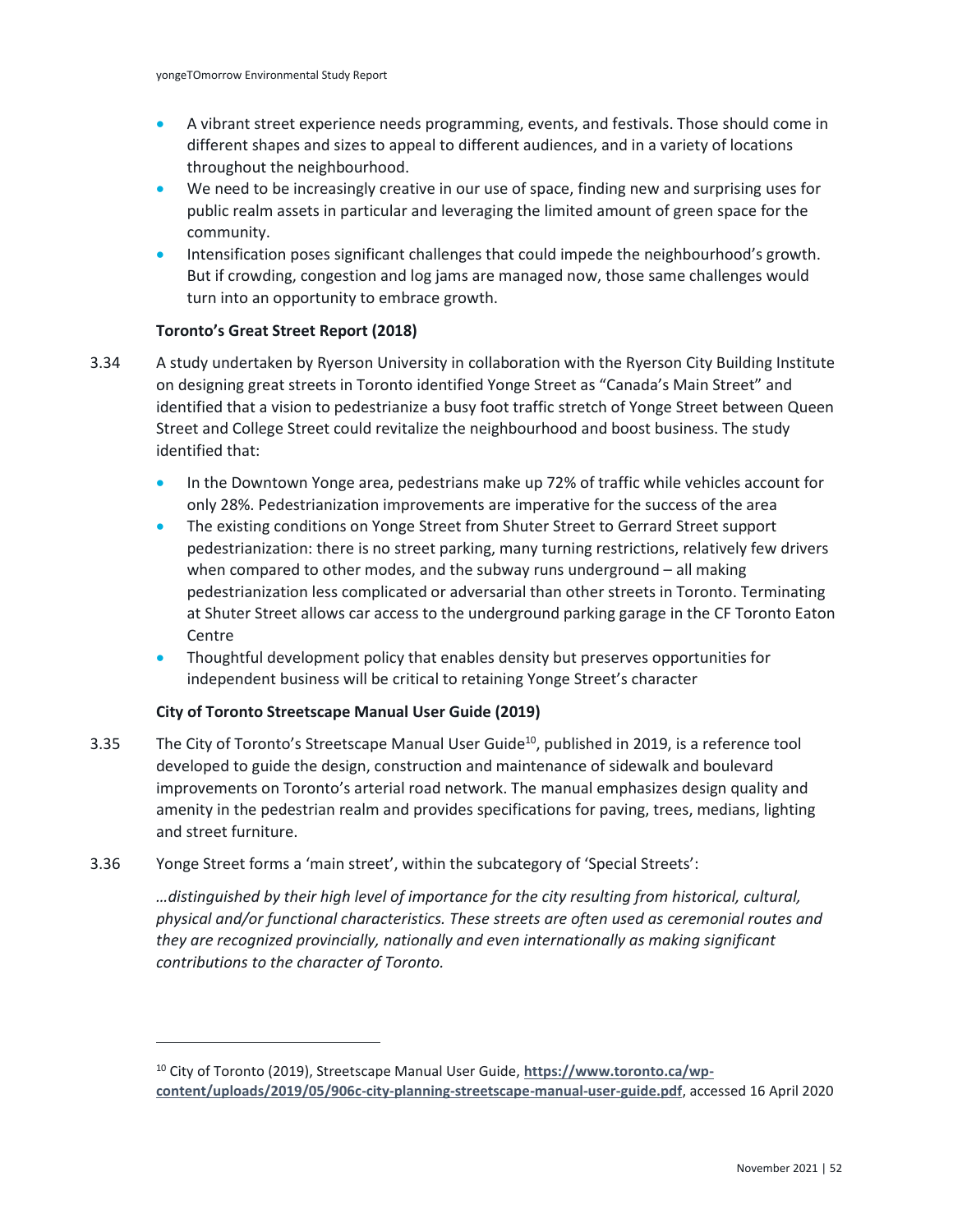- A vibrant street experience needs programming, events, and festivals. Those should come in different shapes and sizes to appeal to different audiences, and in a variety of locations throughout the neighbourhood.
- We need to be increasingly creative in our use of space, finding new and surprising uses for public realm assets in particular and leveraging the limited amount of green space for the community.
- Intensification poses significant challenges that could impede the neighbourhood's growth. But if crowding, congestion and log jams are managed now, those same challenges would turn into an opportunity to embrace growth.

**Toronto's Great Street Report (2018)**

3.34 A study undertaken by Ryerson University in collaboration with the Ryerson City Building Institute on designing great streets in Toronto identified Yonge Street as "Canada's Main Street" and identified that a vision to pedestrianize a busy foot traffic stretch of Yonge Street between Queen Street and College Street could revitalize the neighbourhood and boost business. The study identified that:

- In the Downtown Yonge area, pedestrians make up 72% of traffic while vehicles account for only 28%. Pedestrianization improvements are imperative for the success of the area
- The existing conditions on Yonge Street from Shuter Street to Gerrard Street support pedestrianization: there is no street parking, many turning restrictions, relatively few drivers when compared to other modes, and the subway runs underground – all making pedestrianization less complicated or adversarial than other streets in Toronto. Terminating at Shuter Street allows car access to the underground parking garage in the CF Toronto Eaton Centre
- Thoughtful development policy that enables density but preserves opportunities for independent business will be critical to retaining Yonge Street's character

**City of Toronto Streetscape Manual User Guide (2019)**

3.35 The City of Toronto's Streetscape Manual User Guide[10], published in 2019, is a reference tool developed to guide the design, construction and maintenance of sidewalk and boulevard improvements on Toronto's arterial road network. The manual emphasizes design quality and amenity in the pedestrian realm and provides specifications for paving, trees, medians, lighting and street furniture.

3.36 Yonge Street forms a 'main street', within the subcategory of 'Special Streets':

*…distinguished by their high level of importance for the city resulting from historical, cultural, physical and/or functional characteristics. These streets are often used as ceremonial routes and they are recognized provincially, nationally and even internationally as making significant contributions to the character of Toronto.*

---

[10] City of Toronto (2019), Streetscape Manual User Guide, **https://www.toronto.ca/wp-content/uploads/2019/05/906c-city-planning-streetscape-manual-user-guide.pdf**, accessed 16 April 2020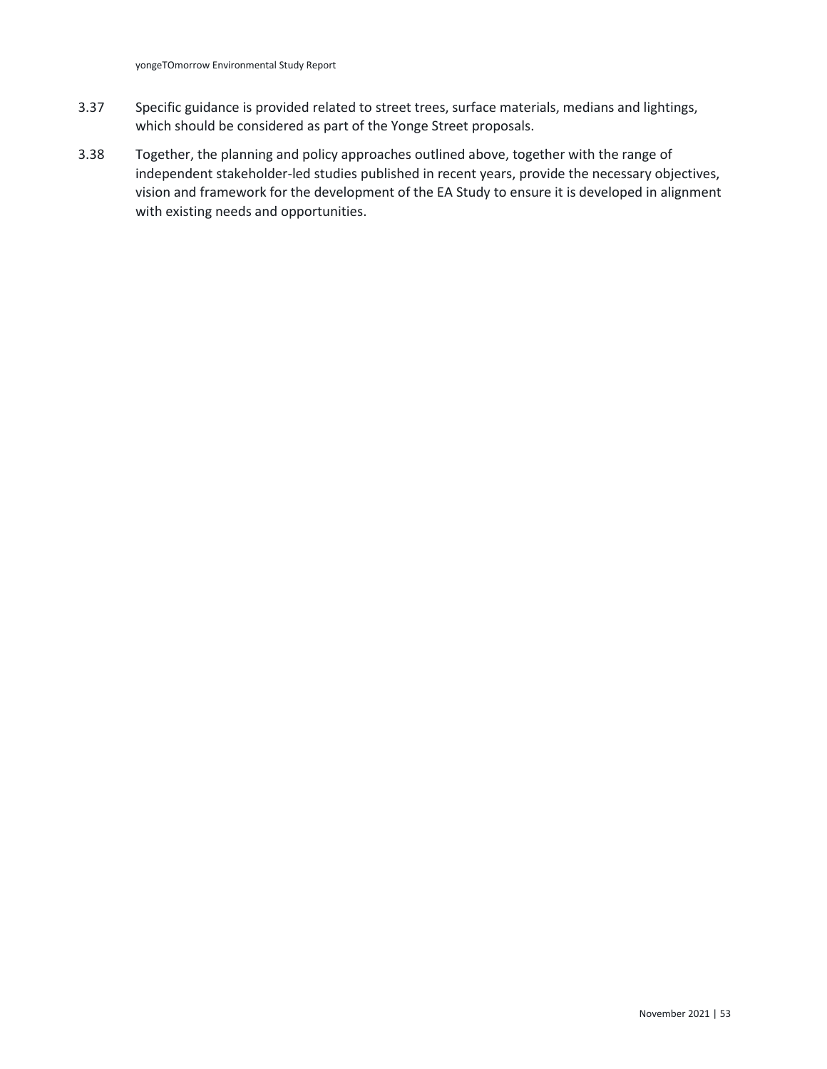3.37 Specific guidance is provided related to street trees, surface materials, medians and lightings, which should be considered as part of the Yonge Street proposals.

3.38 Together, the planning and policy approaches outlined above, together with the range of independent stakeholder-led studies published in recent years, provide the necessary objectives, vision and framework for the development of the EA Study to ensure it is developed in alignment with existing needs and opportunities.